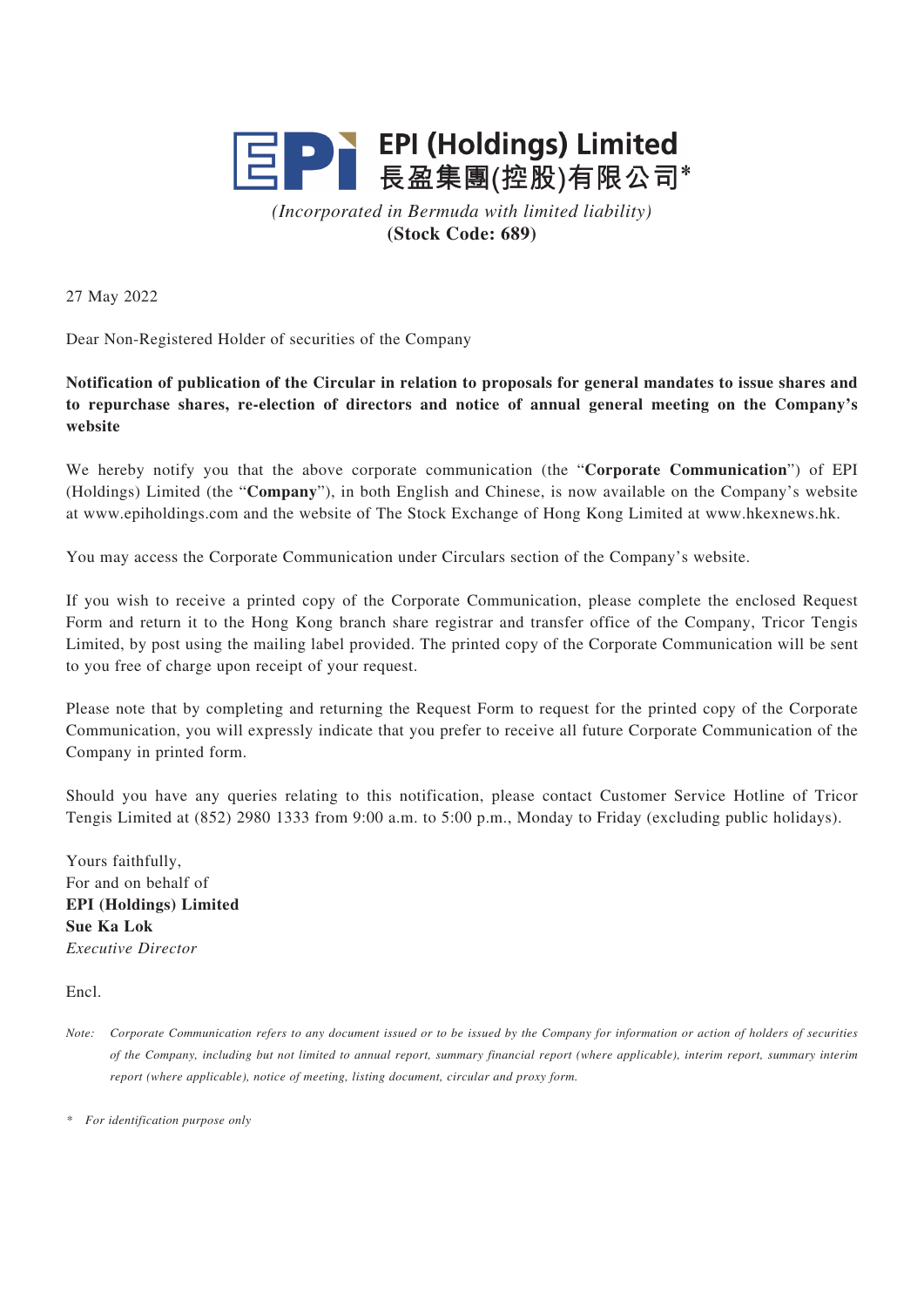**EPI (Holdings) Limited**
**長盈集團(控股)有限公司***

*(Incorporated in Bermuda with limited liability)*
**(Stock Code: 689)**

27 May 2022

Dear Non-Registered Holder of securities of the Company

**Notification of publication of the Circular in relation to proposals for general mandates to issue shares and to repurchase shares, re-election of directors and notice of annual general meeting on the Company's website**

We hereby notify you that the above corporate communication (the "**Corporate Communication**") of EPI (Holdings) Limited (the "**Company**"), in both English and Chinese, is now available on the Company's website at www.epiholdings.com and the website of The Stock Exchange of Hong Kong Limited at www.hkexnews.hk.

You may access the Corporate Communication under Circulars section of the Company's website.

If you wish to receive a printed copy of the Corporate Communication, please complete the enclosed Request Form and return it to the Hong Kong branch share registrar and transfer office of the Company, Tricor Tengis Limited, by post using the mailing label provided. The printed copy of the Corporate Communication will be sent to you free of charge upon receipt of your request.

Please note that by completing and returning the Request Form to request for the printed copy of the Corporate Communication, you will expressly indicate that you prefer to receive all future Corporate Communication of the Company in printed form.

Should you have any queries relating to this notification, please contact Customer Service Hotline of Tricor Tengis Limited at (852) 2980 1333 from 9:00 a.m. to 5:00 p.m., Monday to Friday (excluding public holidays).

Yours faithfully,
For and on behalf of
**EPI (Holdings) Limited**
**Sue Ka Lok**
*Executive Director*

Encl.

*Note: Corporate Communication refers to any document issued or to be issued by the Company for information or action of holders of securities of the Company, including but not limited to annual report, summary financial report (where applicable), interim report, summary interim report (where applicable), notice of meeting, listing document, circular and proxy form.*

\* *For identification purpose only*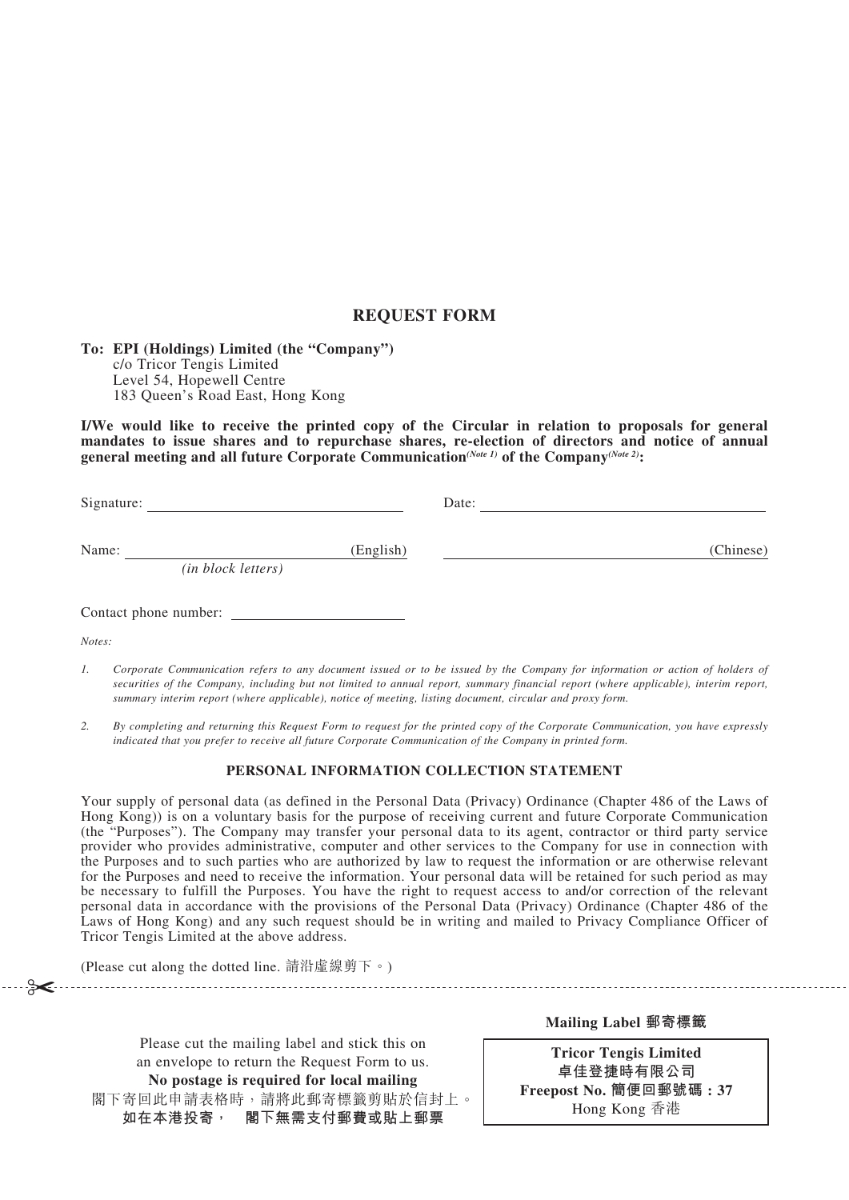# REQUEST FORM

**To: EPI (Holdings) Limited (the "Company")**
c/o Tricor Tengis Limited
Level 54, Hopewell Centre
183 Queen's Road East, Hong Kong

**I/We would like to receive the printed copy of the Circular in relation to proposals for general mandates to issue shares and to repurchase shares, re-election of directors and notice of annual general meeting and all future Corporate Communication*(Note 1)* of the Company*(Note 2)*:**

Signature: ______________________ Date: ______________________

Name: ______________________ (English) ______________________ (Chinese)
*(in block letters)*

Contact phone number: ______________________

*Notes:*

1. *Corporate Communication refers to any document issued or to be issued by the Company for information or action of holders of securities of the Company, including but not limited to annual report, summary financial report (where applicable), interim report, summary interim report (where applicable), notice of meeting, listing document, circular and proxy form.*

2. *By completing and returning this Request Form to request for the printed copy of the Corporate Communication, you have expressly indicated that you prefer to receive all future Corporate Communication of the Company in printed form.*

## PERSONAL INFORMATION COLLECTION STATEMENT

Your supply of personal data (as defined in the Personal Data (Privacy) Ordinance (Chapter 486 of the Laws of Hong Kong)) is on a voluntary basis for the purpose of receiving current and future Corporate Communication (the "Purposes"). The Company may transfer your personal data to its agent, contractor or third party service provider who provides administrative, computer and other services to the Company for use in connection with the Purposes and to such parties who are authorized by law to request the information or are otherwise relevant for the Purposes and need to receive the information. Your personal data will be retained for such period as may be necessary to fulfill the Purposes. You have the right to request access to and/or correction of the relevant personal data in accordance with the provisions of the Personal Data (Privacy) Ordinance (Chapter 486 of the Laws of Hong Kong) and any such request should be in writing and mailed to Privacy Compliance Officer of Tricor Tengis Limited at the above address.

(Please cut along the dotted line. 請沿虛線剪下。)

---

Please cut the mailing label and stick this on an envelope to return the Request Form to us.
**No postage is required for local mailing**
閣下寄回此申請表格時，請將此郵寄標籤剪貼於信封上。
**如在本港投寄， 閣下無需支付郵費或貼上郵票**

**Mailing Label 郵寄標籤**

**Tricor Tengis Limited**
**卓佳登捷時有限公司**
**Freepost No. 簡便回郵號碼：37**
Hong Kong 香港